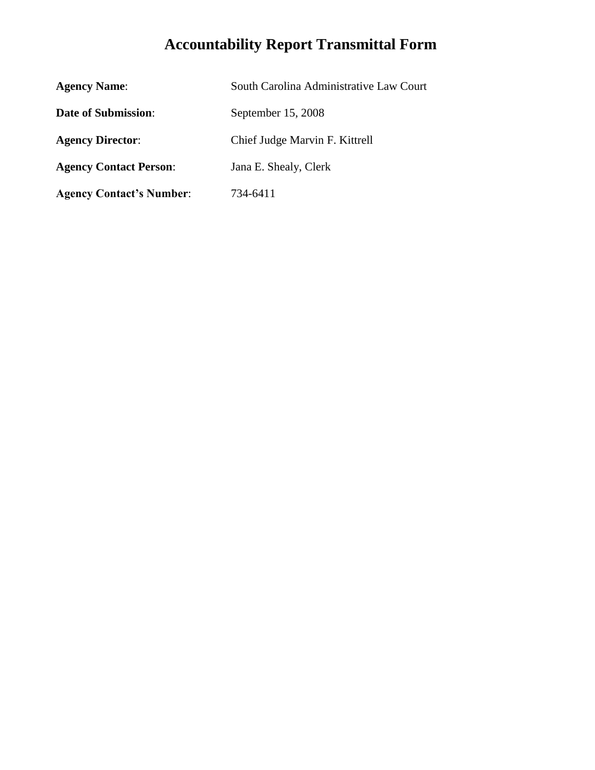# Accountability Report Transmittal Form

**Agency Name**: South Carolina Administrative Law Court

**Date of Submission**: September 15, 2008

**Agency Director**: Chief Judge Marvin F. Kittrell

**Agency Contact Person**: Jana E. Shealy, Clerk

**Agency Contact's Number**: 734-6411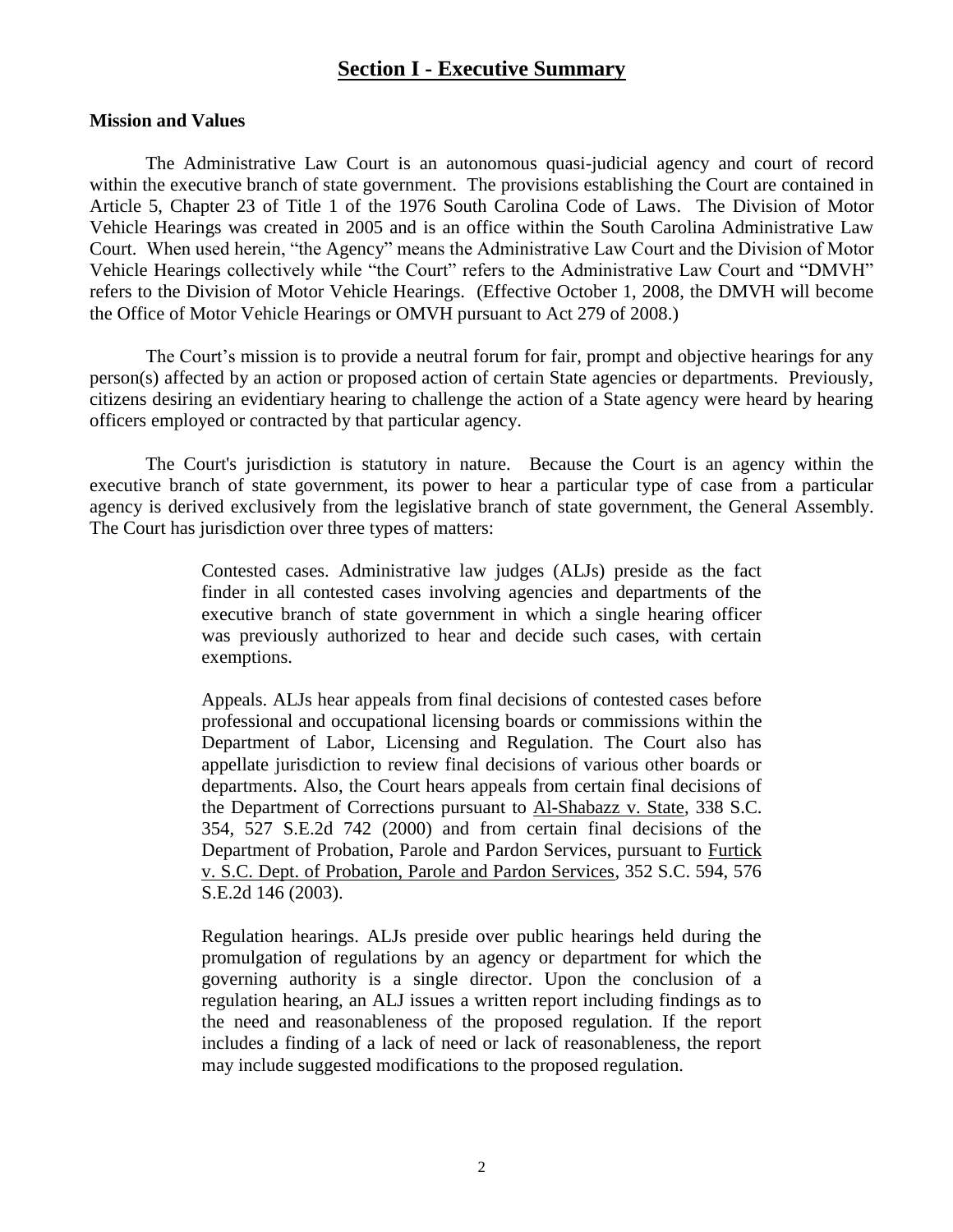# Section I - Executive Summary

**Mission and Values**

The Administrative Law Court is an autonomous quasi-judicial agency and court of record within the executive branch of state government. The provisions establishing the Court are contained in Article 5, Chapter 23 of Title 1 of the 1976 South Carolina Code of Laws. The Division of Motor Vehicle Hearings was created in 2005 and is an office within the South Carolina Administrative Law Court. When used herein, "the Agency" means the Administrative Law Court and the Division of Motor Vehicle Hearings collectively while "the Court" refers to the Administrative Law Court and "DMVH" refers to the Division of Motor Vehicle Hearings. (Effective October 1, 2008, the DMVH will become the Office of Motor Vehicle Hearings or OMVH pursuant to Act 279 of 2008.)

The Court's mission is to provide a neutral forum for fair, prompt and objective hearings for any person(s) affected by an action or proposed action of certain State agencies or departments. Previously, citizens desiring an evidentiary hearing to challenge the action of a State agency were heard by hearing officers employed or contracted by that particular agency.

The Court's jurisdiction is statutory in nature. Because the Court is an agency within the executive branch of state government, its power to hear a particular type of case from a particular agency is derived exclusively from the legislative branch of state government, the General Assembly. The Court has jurisdiction over three types of matters:

> Contested cases. Administrative law judges (ALJs) preside as the fact finder in all contested cases involving agencies and departments of the executive branch of state government in which a single hearing officer was previously authorized to hear and decide such cases, with certain exemptions.
>
> Appeals. ALJs hear appeals from final decisions of contested cases before professional and occupational licensing boards or commissions within the Department of Labor, Licensing and Regulation. The Court also has appellate jurisdiction to review final decisions of various other boards or departments. Also, the Court hears appeals from certain final decisions of the Department of Corrections pursuant to Al-Shabazz v. State, 338 S.C. 354, 527 S.E.2d 742 (2000) and from certain final decisions of the Department of Probation, Parole and Pardon Services, pursuant to Furtick v. S.C. Dept. of Probation, Parole and Pardon Services, 352 S.C. 594, 576 S.E.2d 146 (2003).
>
> Regulation hearings. ALJs preside over public hearings held during the promulgation of regulations by an agency or department for which the governing authority is a single director. Upon the conclusion of a regulation hearing, an ALJ issues a written report including findings as to the need and reasonableness of the proposed regulation. If the report includes a finding of a lack of need or lack of reasonableness, the report may include suggested modifications to the proposed regulation.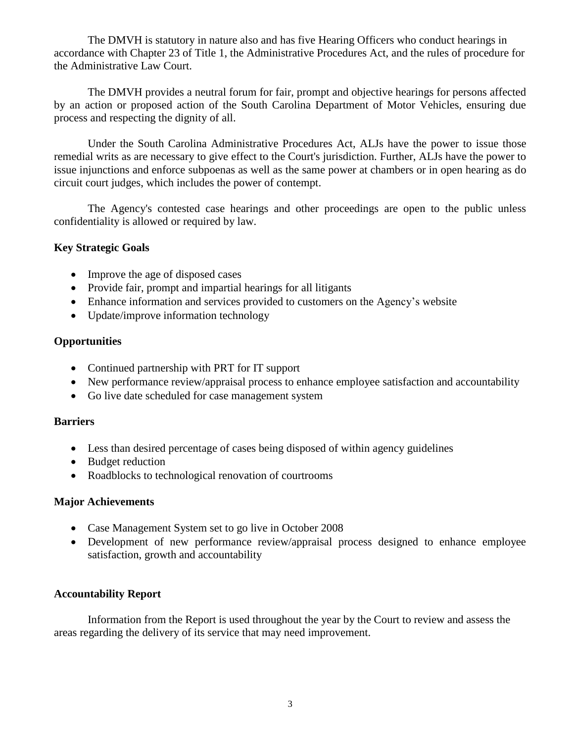The DMVH is statutory in nature also and has five Hearing Officers who conduct hearings in accordance with Chapter 23 of Title 1, the Administrative Procedures Act, and the rules of procedure for the Administrative Law Court.

The DMVH provides a neutral forum for fair, prompt and objective hearings for persons affected by an action or proposed action of the South Carolina Department of Motor Vehicles, ensuring due process and respecting the dignity of all.

Under the South Carolina Administrative Procedures Act, ALJs have the power to issue those remedial writs as are necessary to give effect to the Court's jurisdiction. Further, ALJs have the power to issue injunctions and enforce subpoenas as well as the same power at chambers or in open hearing as do circuit court judges, which includes the power of contempt.

The Agency's contested case hearings and other proceedings are open to the public unless confidentiality is allowed or required by law.

**Key Strategic Goals**

- Improve the age of disposed cases
- Provide fair, prompt and impartial hearings for all litigants
- Enhance information and services provided to customers on the Agency's website
- Update/improve information technology

**Opportunities**

- Continued partnership with PRT for IT support
- New performance review/appraisal process to enhance employee satisfaction and accountability
- Go live date scheduled for case management system

**Barriers**

- Less than desired percentage of cases being disposed of within agency guidelines
- Budget reduction
- Roadblocks to technological renovation of courtrooms

**Major Achievements**

- Case Management System set to go live in October 2008
- Development of new performance review/appraisal process designed to enhance employee satisfaction, growth and accountability

**Accountability Report**

Information from the Report is used throughout the year by the Court to review and assess the areas regarding the delivery of its service that may need improvement.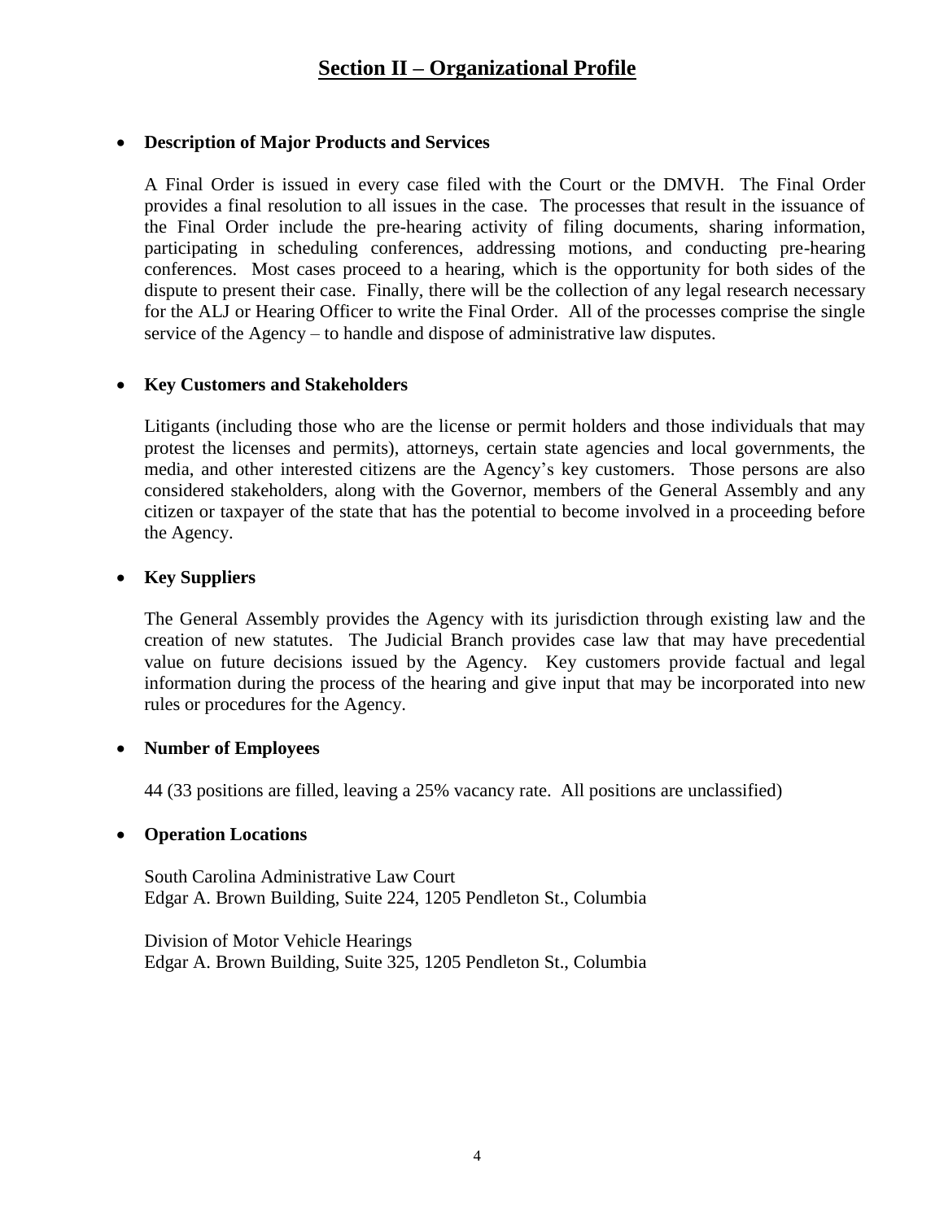# Section II – Organizational Profile

- **Description of Major Products and Services**

  A Final Order is issued in every case filed with the Court or the DMVH. The Final Order provides a final resolution to all issues in the case. The processes that result in the issuance of the Final Order include the pre-hearing activity of filing documents, sharing information, participating in scheduling conferences, addressing motions, and conducting pre-hearing conferences. Most cases proceed to a hearing, which is the opportunity for both sides of the dispute to present their case. Finally, there will be the collection of any legal research necessary for the ALJ or Hearing Officer to write the Final Order. All of the processes comprise the single service of the Agency – to handle and dispose of administrative law disputes.

- **Key Customers and Stakeholders**

  Litigants (including those who are the license or permit holders and those individuals that may protest the licenses and permits), attorneys, certain state agencies and local governments, the media, and other interested citizens are the Agency's key customers. Those persons are also considered stakeholders, along with the Governor, members of the General Assembly and any citizen or taxpayer of the state that has the potential to become involved in a proceeding before the Agency.

- **Key Suppliers**

  The General Assembly provides the Agency with its jurisdiction through existing law and the creation of new statutes. The Judicial Branch provides case law that may have precedential value on future decisions issued by the Agency. Key customers provide factual and legal information during the process of the hearing and give input that may be incorporated into new rules or procedures for the Agency.

- **Number of Employees**

  44 (33 positions are filled, leaving a 25% vacancy rate. All positions are unclassified)

- **Operation Locations**

  South Carolina Administrative Law Court
  Edgar A. Brown Building, Suite 224, 1205 Pendleton St., Columbia

  Division of Motor Vehicle Hearings
  Edgar A. Brown Building, Suite 325, 1205 Pendleton St., Columbia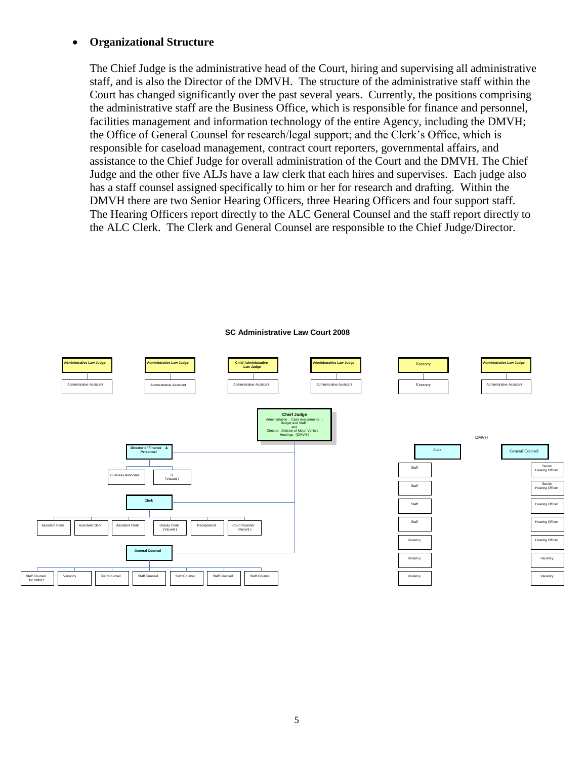- **Organizational Structure**

The Chief Judge is the administrative head of the Court, hiring and supervising all administrative staff, and is also the Director of the DMVH. The structure of the administrative staff within the Court has changed significantly over the past several years. Currently, the positions comprising the administrative staff are the Business Office, which is responsible for finance and personnel, facilities management and information technology of the entire Agency, including the DMVH; the Office of General Counsel for research/legal support; and the Clerk's Office, which is responsible for caseload management, contract court reporters, governmental affairs, and assistance to the Chief Judge for overall administration of the Court and the DMVH. The Chief Judge and the other five ALJs have a law clerk that each hires and supervises. Each judge also has a staff counsel assigned specifically to him or her for research and drafting. Within the DMVH there are two Senior Hearing Officers, three Hearing Officers and four support staff. The Hearing Officers report directly to the ALC General Counsel and the staff report directly to the ALC Clerk. The Clerk and General Counsel are responsible to the Chief Judge/Director.

**SC Administrative Law Court 2008**

- Administrative Law Judge
  - Administrative Assistant
- Administrative Law Judge
  - Administrative Assistant
- Chief Administrative Law Judge
  - Administrative Assistant
- Administrative Law Judge
  - Administrative Assistant
- Vacancy
  - Vacancy
- Administrative Law Judge
  - Administrative Assistant

**Chief Judge**
Administration, Case Assignments, Budget and Staff
and
Director, Division of Motor Vehicle Hearings (DMVH)

- **Director of Finance & Personnel**
  - Business Associate
  - IT (Vacant)
- **Clerk**
  - Assistant Clerk
  - Assistant Clerk
  - Assistant Clerk
  - Deputy Clerk (Vacant)
  - Receptionist
  - Court Reporter (Vacant)
- **General Counsel**
  - Staff Counsel for DMVH
  - Vacancy
  - Staff Counsel
  - Staff Counsel
  - Staff Counsel
  - Staff Counsel
  - Staff Counsel

DMVH

- Clerk
  - Staff
  - Staff
  - Staff
  - Staff
  - Vacancy
  - Vacancy
  - Vacancy
- General Counsel
  - Senior Hearing Officer
  - Senior Hearing Officer
  - Hearing Officer
  - Hearing Officer
  - Hearing Officer
  - Vacancy
  - Vacancy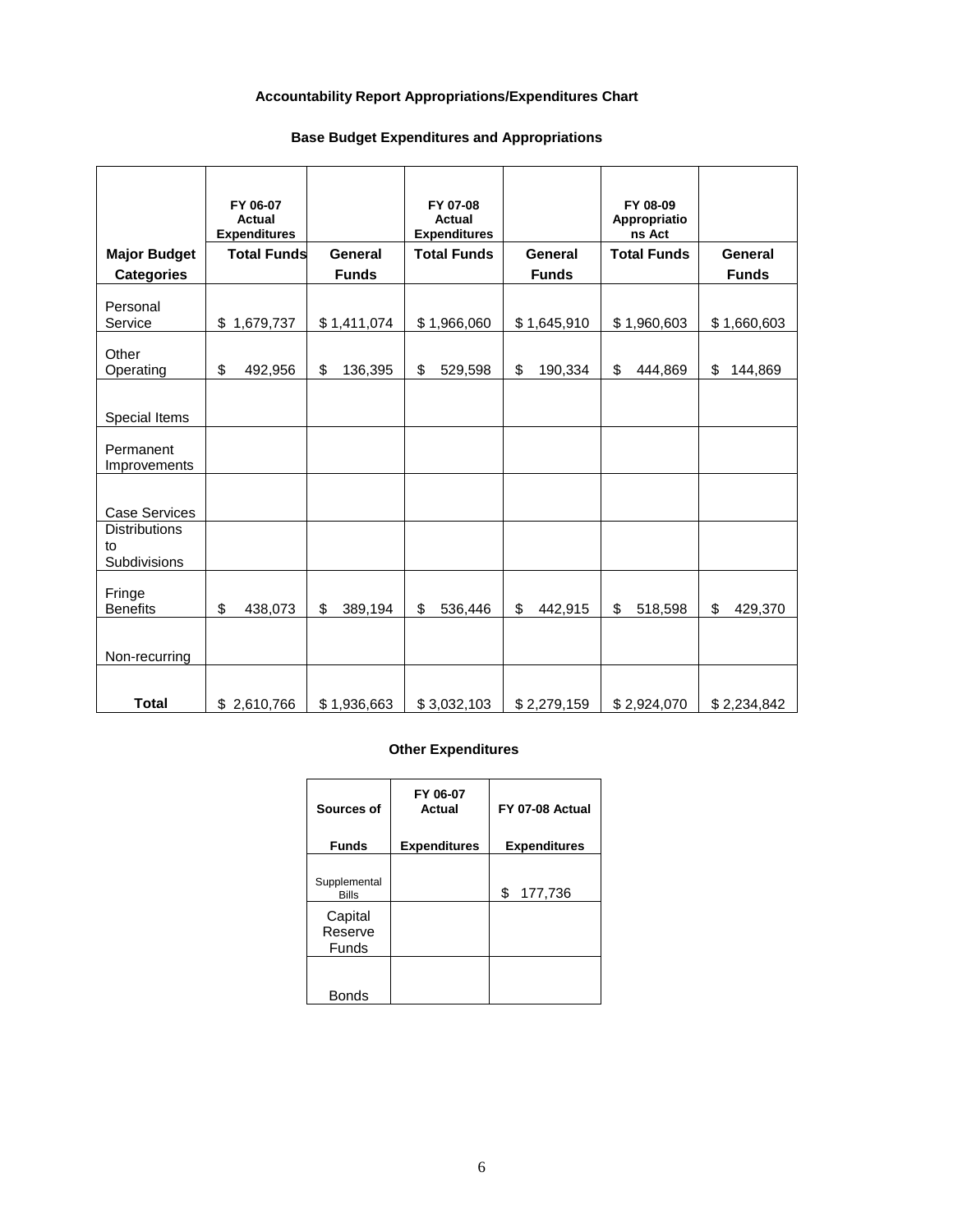**Accountability Report Appropriations/Expenditures Chart**

**Base Budget Expenditures and Appropriations**

| | FY 06-07 Actual Expenditures | | FY 07-08 Actual Expenditures | | FY 08-09 Appropriations Act | |
|---|---|---|---|---|---|---|
| **Major Budget Categories** | **Total Funds** | **General Funds** | **Total Funds** | **General Funds** | **Total Funds** | **General Funds** |
| Personal Service | $ 1,679,737 | $ 1,411,074 | $ 1,966,060 | $ 1,645,910 | $ 1,960,603 | $ 1,660,603 |
| Other Operating | $ 492,956 | $ 136,395 | $ 529,598 | $ 190,334 | $ 444,869 | $ 144,869 |
| Special Items | | | | | | |
| Permanent Improvements | | | | | | |
| Case Services | | | | | | |
| Distributions to Subdivisions | | | | | | |
| Fringe Benefits | $ 438,073 | $ 389,194 | $ 536,446 | $ 442,915 | $ 518,598 | $ 429,370 |
| Non-recurring | | | | | | |
| **Total** | $ 2,610,766 | $ 1,936,663 | $ 3,032,103 | $ 2,279,159 | $ 2,924,070 | $ 2,234,842 |

**Other Expenditures**

| Sources of Funds | FY 06-07 Actual Expenditures | FY 07-08 Actual Expenditures |
|---|---|---|
| Supplemental Bills | | $ 177,736 |
| Capital Reserve Funds | | |
| Bonds | | |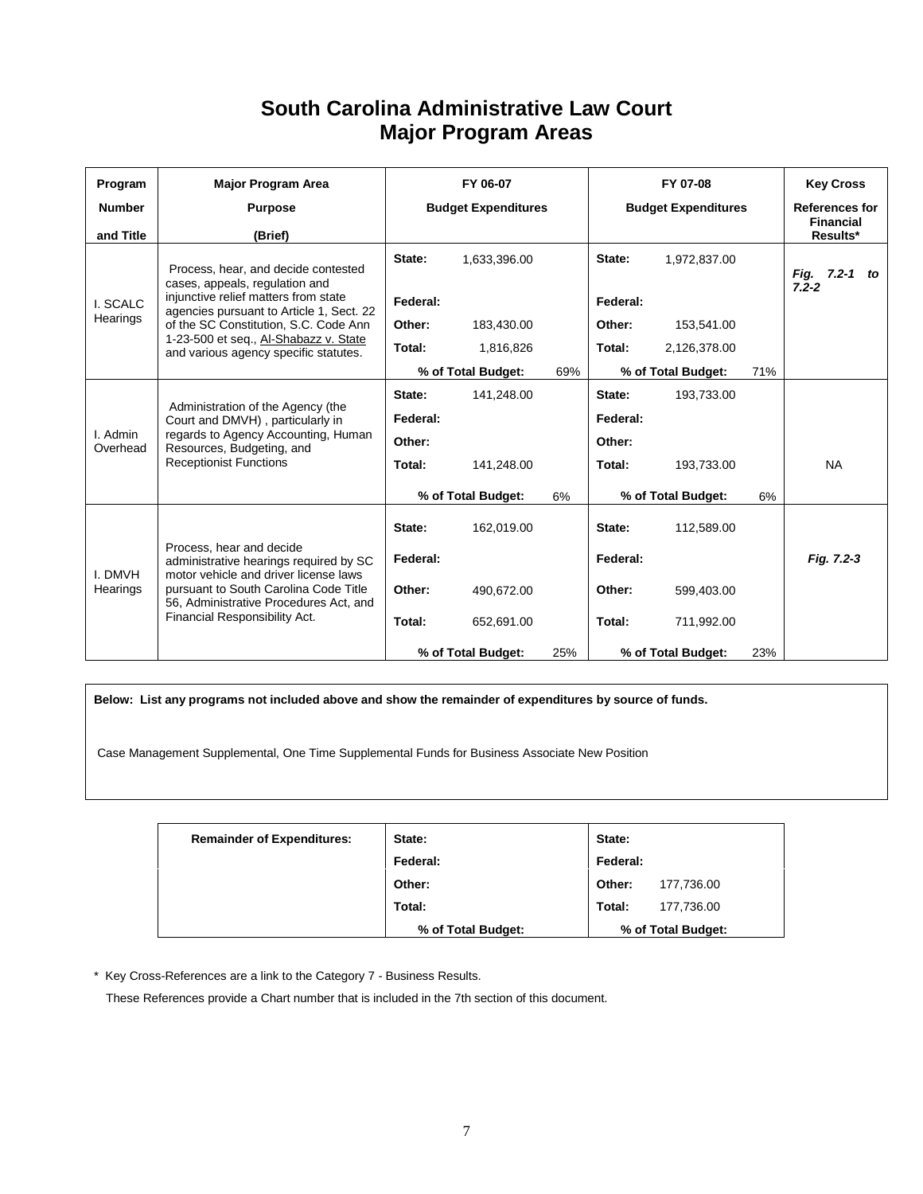# South Carolina Administrative Law Court
# Major Program Areas

| Program Number and Title | Major Program Area Purpose (Brief) | FY 06-07 Budget Expenditures | | | FY 07-08 Budget Expenditures | | | Key Cross References for Financial Results* |
|---|---|---|---|---|---|---|---|---|
| I. SCALC Hearings | Process, hear, and decide contested cases, appeals, regulation and injunctive relief matters from state agencies pursuant to Article 1, Sect. 22 of the SC Constitution, S.C. Code Ann 1-23-500 et seq., Al-Shabazz v. State and various agency specific statutes. | State: | 1,633,396.00 | | State: | 1,972,837.00 | | *Fig. 7.2-1 to 7.2-2* |
| | | Federal: | | | Federal: | | | |
| | | Other: | 183,430.00 | | Other: | 153,541.00 | | |
| | | Total: | 1,816,826 | | Total: | 2,126,378.00 | | |
| | | % of Total Budget: | | 69% | % of Total Budget: | | 71% | |
| I. Admin Overhead | Administration of the Agency (the Court and DMVH), particularly in regards to Agency Accounting, Human Resources, Budgeting, and Receptionist Functions | State: | 141,248.00 | | State: | 193,733.00 | | NA |
| | | Federal: | | | Federal: | | | |
| | | Other: | | | Other: | | | |
| | | Total: | 141,248.00 | | Total: | 193,733.00 | | |
| | | % of Total Budget: | | 6% | % of Total Budget: | | 6% | |
| I. DMVH Hearings | Process, hear and decide administrative hearings required by SC motor vehicle and driver license laws pursuant to South Carolina Code Title 56, Administrative Procedures Act, and Financial Responsibility Act. | State: | 162,019.00 | | State: | 112,589.00 | | *Fig. 7.2-3* |
| | | Federal: | | | Federal: | | | |
| | | Other: | 490,672.00 | | Other: | 599,403.00 | | |
| | | Total: | 652,691.00 | | Total: | 711,992.00 | | |
| | | % of Total Budget: | | 25% | % of Total Budget: | | 23% | |

**Below: List any programs not included above and show the remainder of expenditures by source of funds.**

Case Management Supplemental, One Time Supplemental Funds for Business Associate New Position

| Remainder of Expenditures: | State: | | State: | |
|---|---|---|---|---|
| | Federal: | | Federal: | |
| | Other: | | Other: | 177,736.00 |
| | Total: | | Total: | 177,736.00 |
| | % of Total Budget: | | % of Total Budget: | |

\* Key Cross-References are a link to the Category 7 - Business Results.

These References provide a Chart number that is included in the 7th section of this document.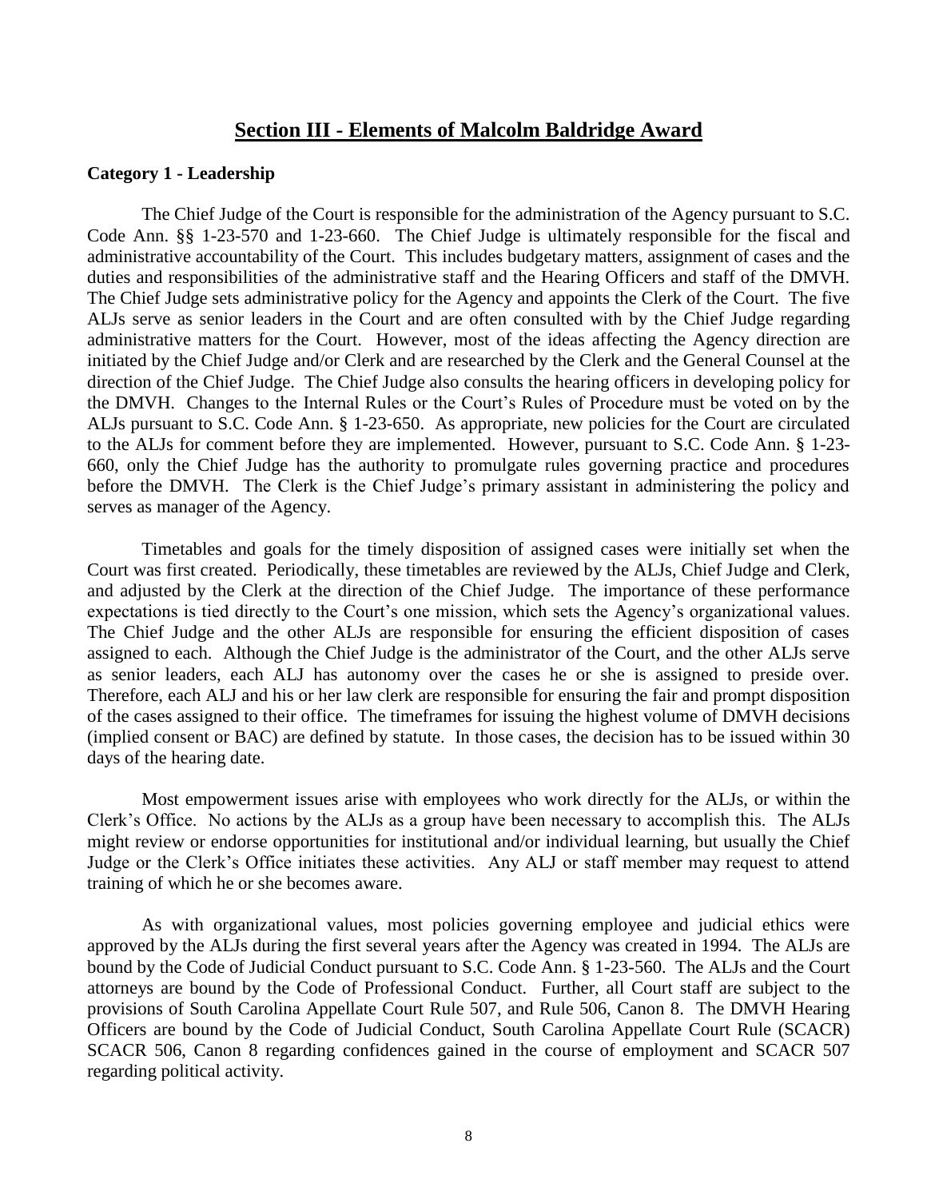## Section III - Elements of Malcolm Baldridge Award

### Category 1 - Leadership

The Chief Judge of the Court is responsible for the administration of the Agency pursuant to S.C. Code Ann. §§ 1-23-570 and 1-23-660. The Chief Judge is ultimately responsible for the fiscal and administrative accountability of the Court. This includes budgetary matters, assignment of cases and the duties and responsibilities of the administrative staff and the Hearing Officers and staff of the DMVH. The Chief Judge sets administrative policy for the Agency and appoints the Clerk of the Court. The five ALJs serve as senior leaders in the Court and are often consulted with by the Chief Judge regarding administrative matters for the Court. However, most of the ideas affecting the Agency direction are initiated by the Chief Judge and/or Clerk and are researched by the Clerk and the General Counsel at the direction of the Chief Judge. The Chief Judge also consults the hearing officers in developing policy for the DMVH. Changes to the Internal Rules or the Court's Rules of Procedure must be voted on by the ALJs pursuant to S.C. Code Ann. § 1-23-650. As appropriate, new policies for the Court are circulated to the ALJs for comment before they are implemented. However, pursuant to S.C. Code Ann. § 1-23-660, only the Chief Judge has the authority to promulgate rules governing practice and procedures before the DMVH. The Clerk is the Chief Judge's primary assistant in administering the policy and serves as manager of the Agency.

Timetables and goals for the timely disposition of assigned cases were initially set when the Court was first created. Periodically, these timetables are reviewed by the ALJs, Chief Judge and Clerk, and adjusted by the Clerk at the direction of the Chief Judge. The importance of these performance expectations is tied directly to the Court's one mission, which sets the Agency's organizational values. The Chief Judge and the other ALJs are responsible for ensuring the efficient disposition of cases assigned to each. Although the Chief Judge is the administrator of the Court, and the other ALJs serve as senior leaders, each ALJ has autonomy over the cases he or she is assigned to preside over. Therefore, each ALJ and his or her law clerk are responsible for ensuring the fair and prompt disposition of the cases assigned to their office. The timeframes for issuing the highest volume of DMVH decisions (implied consent or BAC) are defined by statute. In those cases, the decision has to be issued within 30 days of the hearing date.

Most empowerment issues arise with employees who work directly for the ALJs, or within the Clerk's Office. No actions by the ALJs as a group have been necessary to accomplish this. The ALJs might review or endorse opportunities for institutional and/or individual learning, but usually the Chief Judge or the Clerk's Office initiates these activities. Any ALJ or staff member may request to attend training of which he or she becomes aware.

As with organizational values, most policies governing employee and judicial ethics were approved by the ALJs during the first several years after the Agency was created in 1994. The ALJs are bound by the Code of Judicial Conduct pursuant to S.C. Code Ann. § 1-23-560. The ALJs and the Court attorneys are bound by the Code of Professional Conduct. Further, all Court staff are subject to the provisions of South Carolina Appellate Court Rule 507, and Rule 506, Canon 8. The DMVH Hearing Officers are bound by the Code of Judicial Conduct, South Carolina Appellate Court Rule (SCACR) SCACR 506, Canon 8 regarding confidences gained in the course of employment and SCACR 507 regarding political activity.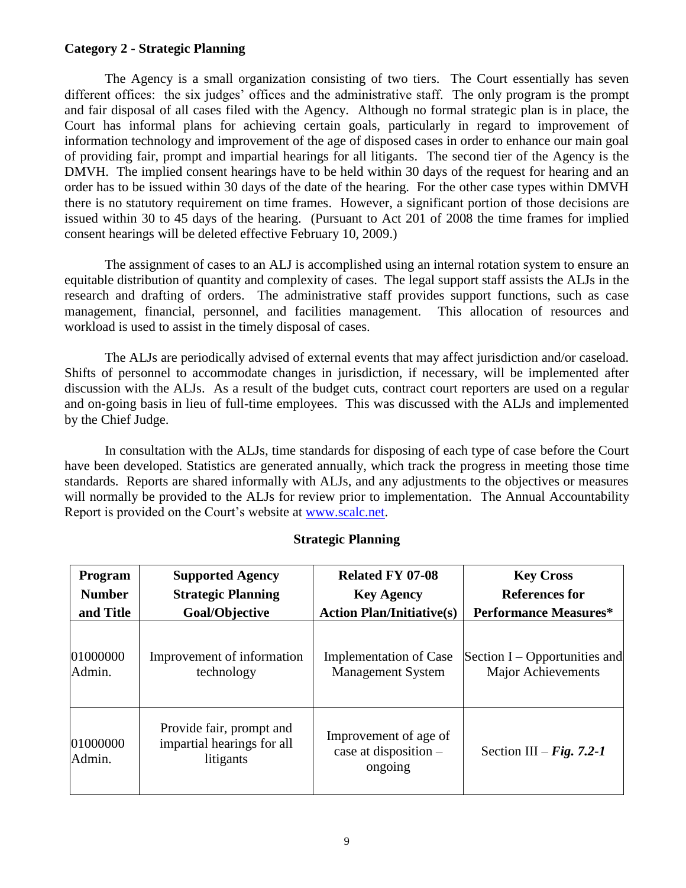**Category 2 - Strategic Planning**

The Agency is a small organization consisting of two tiers. The Court essentially has seven different offices: the six judges' offices and the administrative staff. The only program is the prompt and fair disposal of all cases filed with the Agency. Although no formal strategic plan is in place, the Court has informal plans for achieving certain goals, particularly in regard to improvement of information technology and improvement of the age of disposed cases in order to enhance our main goal of providing fair, prompt and impartial hearings for all litigants. The second tier of the Agency is the DMVH. The implied consent hearings have to be held within 30 days of the request for hearing and an order has to be issued within 30 days of the date of the hearing. For the other case types within DMVH there is no statutory requirement on time frames. However, a significant portion of those decisions are issued within 30 to 45 days of the hearing. (Pursuant to Act 201 of 2008 the time frames for implied consent hearings will be deleted effective February 10, 2009.)

The assignment of cases to an ALJ is accomplished using an internal rotation system to ensure an equitable distribution of quantity and complexity of cases. The legal support staff assists the ALJs in the research and drafting of orders. The administrative staff provides support functions, such as case management, financial, personnel, and facilities management. This allocation of resources and workload is used to assist in the timely disposal of cases.

The ALJs are periodically advised of external events that may affect jurisdiction and/or caseload. Shifts of personnel to accommodate changes in jurisdiction, if necessary, will be implemented after discussion with the ALJs. As a result of the budget cuts, contract court reporters are used on a regular and on-going basis in lieu of full-time employees. This was discussed with the ALJs and implemented by the Chief Judge.

In consultation with the ALJs, time standards for disposing of each type of case before the Court have been developed. Statistics are generated annually, which track the progress in meeting those time standards. Reports are shared informally with ALJs, and any adjustments to the objectives or measures will normally be provided to the ALJs for review prior to implementation. The Annual Accountability Report is provided on the Court's website at www.scalc.net.

**Strategic Planning**

| Program Number and Title | Supported Agency Strategic Planning Goal/Objective | Related FY 07-08 Key Agency Action Plan/Initiative(s) | Key Cross References for Performance Measures* |
|---|---|---|---|
| 01000000 Admin. | Improvement of information technology | Implementation of Case Management System | Section I – Opportunities and Major Achievements |
| 01000000 Admin. | Provide fair, prompt and impartial hearings for all litigants | Improvement of age of case at disposition – ongoing | Section III – ***Fig. 7.2-1*** |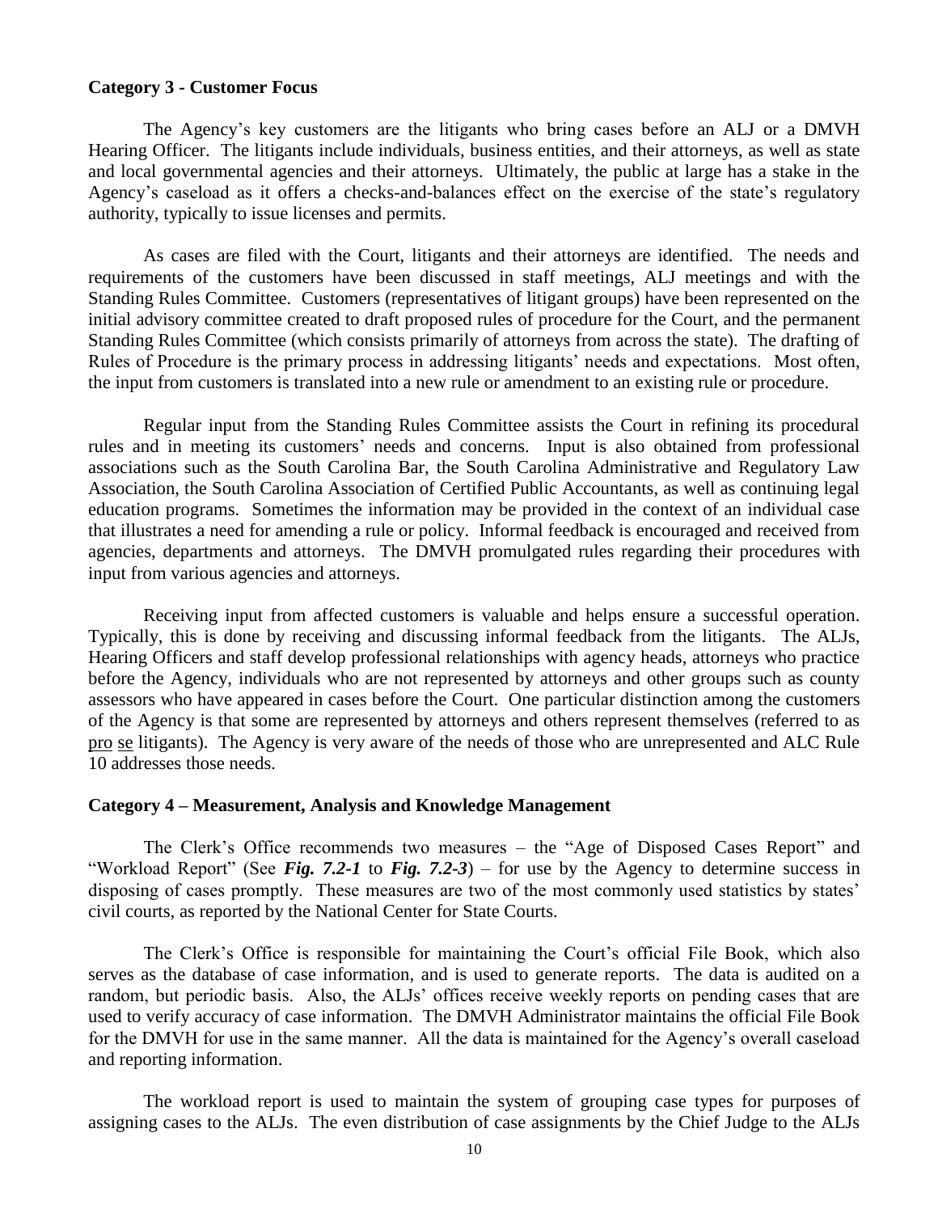**Category 3 - Customer Focus**

The Agency's key customers are the litigants who bring cases before an ALJ or a DMVH Hearing Officer. The litigants include individuals, business entities, and their attorneys, as well as state and local governmental agencies and their attorneys. Ultimately, the public at large has a stake in the Agency's caseload as it offers a checks-and-balances effect on the exercise of the state's regulatory authority, typically to issue licenses and permits.

As cases are filed with the Court, litigants and their attorneys are identified. The needs and requirements of the customers have been discussed in staff meetings, ALJ meetings and with the Standing Rules Committee. Customers (representatives of litigant groups) have been represented on the initial advisory committee created to draft proposed rules of procedure for the Court, and the permanent Standing Rules Committee (which consists primarily of attorneys from across the state). The drafting of Rules of Procedure is the primary process in addressing litigants' needs and expectations. Most often, the input from customers is translated into a new rule or amendment to an existing rule or procedure.

Regular input from the Standing Rules Committee assists the Court in refining its procedural rules and in meeting its customers' needs and concerns. Input is also obtained from professional associations such as the South Carolina Bar, the South Carolina Administrative and Regulatory Law Association, the South Carolina Association of Certified Public Accountants, as well as continuing legal education programs. Sometimes the information may be provided in the context of an individual case that illustrates a need for amending a rule or policy. Informal feedback is encouraged and received from agencies, departments and attorneys. The DMVH promulgated rules regarding their procedures with input from various agencies and attorneys.

Receiving input from affected customers is valuable and helps ensure a successful operation. Typically, this is done by receiving and discussing informal feedback from the litigants. The ALJs, Hearing Officers and staff develop professional relationships with agency heads, attorneys who practice before the Agency, individuals who are not represented by attorneys and other groups such as county assessors who have appeared in cases before the Court. One particular distinction among the customers of the Agency is that some are represented by attorneys and others represent themselves (referred to as pro se litigants). The Agency is very aware of the needs of those who are unrepresented and ALC Rule 10 addresses those needs.

**Category 4 – Measurement, Analysis and Knowledge Management**

The Clerk's Office recommends two measures – the "Age of Disposed Cases Report" and "Workload Report" (See ***Fig. 7.2-1*** to ***Fig. 7.2-3***) – for use by the Agency to determine success in disposing of cases promptly. These measures are two of the most commonly used statistics by states' civil courts, as reported by the National Center for State Courts.

The Clerk's Office is responsible for maintaining the Court's official File Book, which also serves as the database of case information, and is used to generate reports. The data is audited on a random, but periodic basis. Also, the ALJs' offices receive weekly reports on pending cases that are used to verify accuracy of case information. The DMVH Administrator maintains the official File Book for the DMVH for use in the same manner. All the data is maintained for the Agency's overall caseload and reporting information.

The workload report is used to maintain the system of grouping case types for purposes of assigning cases to the ALJs. The even distribution of case assignments by the Chief Judge to the ALJs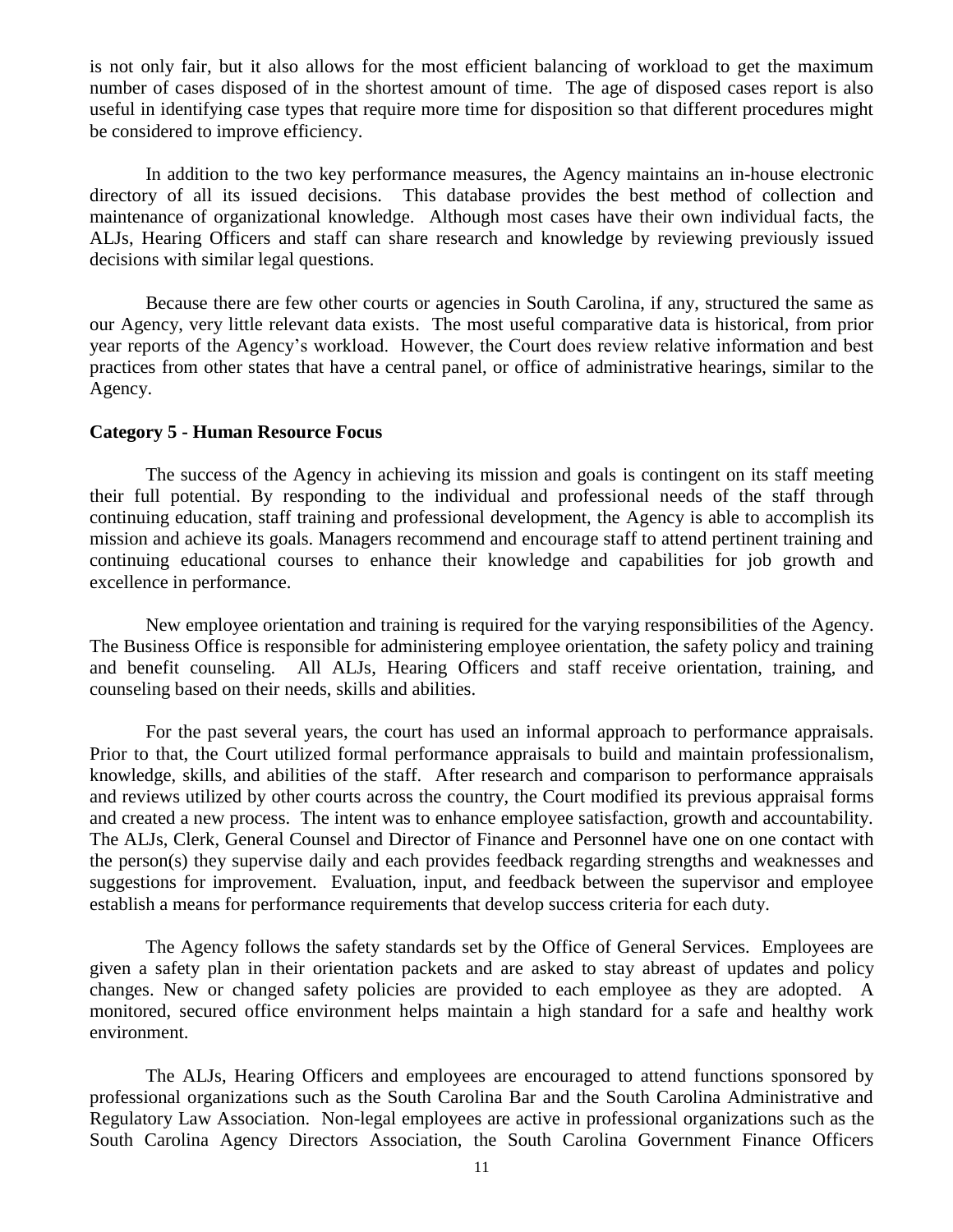is not only fair, but it also allows for the most efficient balancing of workload to get the maximum number of cases disposed of in the shortest amount of time. The age of disposed cases report is also useful in identifying case types that require more time for disposition so that different procedures might be considered to improve efficiency.

In addition to the two key performance measures, the Agency maintains an in-house electronic directory of all its issued decisions. This database provides the best method of collection and maintenance of organizational knowledge. Although most cases have their own individual facts, the ALJs, Hearing Officers and staff can share research and knowledge by reviewing previously issued decisions with similar legal questions.

Because there are few other courts or agencies in South Carolina, if any, structured the same as our Agency, very little relevant data exists. The most useful comparative data is historical, from prior year reports of the Agency's workload. However, the Court does review relative information and best practices from other states that have a central panel, or office of administrative hearings, similar to the Agency.

**Category 5 - Human Resource Focus**

The success of the Agency in achieving its mission and goals is contingent on its staff meeting their full potential. By responding to the individual and professional needs of the staff through continuing education, staff training and professional development, the Agency is able to accomplish its mission and achieve its goals. Managers recommend and encourage staff to attend pertinent training and continuing educational courses to enhance their knowledge and capabilities for job growth and excellence in performance.

New employee orientation and training is required for the varying responsibilities of the Agency. The Business Office is responsible for administering employee orientation, the safety policy and training and benefit counseling. All ALJs, Hearing Officers and staff receive orientation, training, and counseling based on their needs, skills and abilities.

For the past several years, the court has used an informal approach to performance appraisals. Prior to that, the Court utilized formal performance appraisals to build and maintain professionalism, knowledge, skills, and abilities of the staff. After research and comparison to performance appraisals and reviews utilized by other courts across the country, the Court modified its previous appraisal forms and created a new process. The intent was to enhance employee satisfaction, growth and accountability. The ALJs, Clerk, General Counsel and Director of Finance and Personnel have one on one contact with the person(s) they supervise daily and each provides feedback regarding strengths and weaknesses and suggestions for improvement. Evaluation, input, and feedback between the supervisor and employee establish a means for performance requirements that develop success criteria for each duty.

The Agency follows the safety standards set by the Office of General Services. Employees are given a safety plan in their orientation packets and are asked to stay abreast of updates and policy changes. New or changed safety policies are provided to each employee as they are adopted. A monitored, secured office environment helps maintain a high standard for a safe and healthy work environment.

The ALJs, Hearing Officers and employees are encouraged to attend functions sponsored by professional organizations such as the South Carolina Bar and the South Carolina Administrative and Regulatory Law Association. Non-legal employees are active in professional organizations such as the South Carolina Agency Directors Association, the South Carolina Government Finance Officers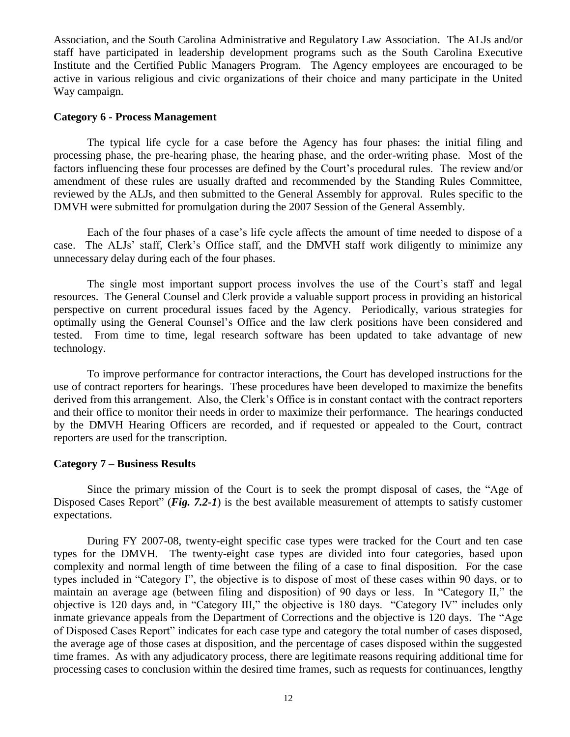Association, and the South Carolina Administrative and Regulatory Law Association. The ALJs and/or staff have participated in leadership development programs such as the South Carolina Executive Institute and the Certified Public Managers Program. The Agency employees are encouraged to be active in various religious and civic organizations of their choice and many participate in the United Way campaign.

**Category 6 - Process Management**

The typical life cycle for a case before the Agency has four phases: the initial filing and processing phase, the pre-hearing phase, the hearing phase, and the order-writing phase. Most of the factors influencing these four processes are defined by the Court's procedural rules. The review and/or amendment of these rules are usually drafted and recommended by the Standing Rules Committee, reviewed by the ALJs, and then submitted to the General Assembly for approval. Rules specific to the DMVH were submitted for promulgation during the 2007 Session of the General Assembly.

Each of the four phases of a case's life cycle affects the amount of time needed to dispose of a case. The ALJs' staff, Clerk's Office staff, and the DMVH staff work diligently to minimize any unnecessary delay during each of the four phases.

The single most important support process involves the use of the Court's staff and legal resources. The General Counsel and Clerk provide a valuable support process in providing an historical perspective on current procedural issues faced by the Agency. Periodically, various strategies for optimally using the General Counsel's Office and the law clerk positions have been considered and tested. From time to time, legal research software has been updated to take advantage of new technology.

To improve performance for contractor interactions, the Court has developed instructions for the use of contract reporters for hearings. These procedures have been developed to maximize the benefits derived from this arrangement. Also, the Clerk's Office is in constant contact with the contract reporters and their office to monitor their needs in order to maximize their performance. The hearings conducted by the DMVH Hearing Officers are recorded, and if requested or appealed to the Court, contract reporters are used for the transcription.

**Category 7 – Business Results**

Since the primary mission of the Court is to seek the prompt disposal of cases, the "Age of Disposed Cases Report" (***Fig. 7.2-1***) is the best available measurement of attempts to satisfy customer expectations.

During FY 2007-08, twenty-eight specific case types were tracked for the Court and ten case types for the DMVH. The twenty-eight case types are divided into four categories, based upon complexity and normal length of time between the filing of a case to final disposition. For the case types included in "Category I", the objective is to dispose of most of these cases within 90 days, or to maintain an average age (between filing and disposition) of 90 days or less. In "Category II," the objective is 120 days and, in "Category III," the objective is 180 days. "Category IV" includes only inmate grievance appeals from the Department of Corrections and the objective is 120 days. The "Age of Disposed Cases Report" indicates for each case type and category the total number of cases disposed, the average age of those cases at disposition, and the percentage of cases disposed within the suggested time frames. As with any adjudicatory process, there are legitimate reasons requiring additional time for processing cases to conclusion within the desired time frames, such as requests for continuances, lengthy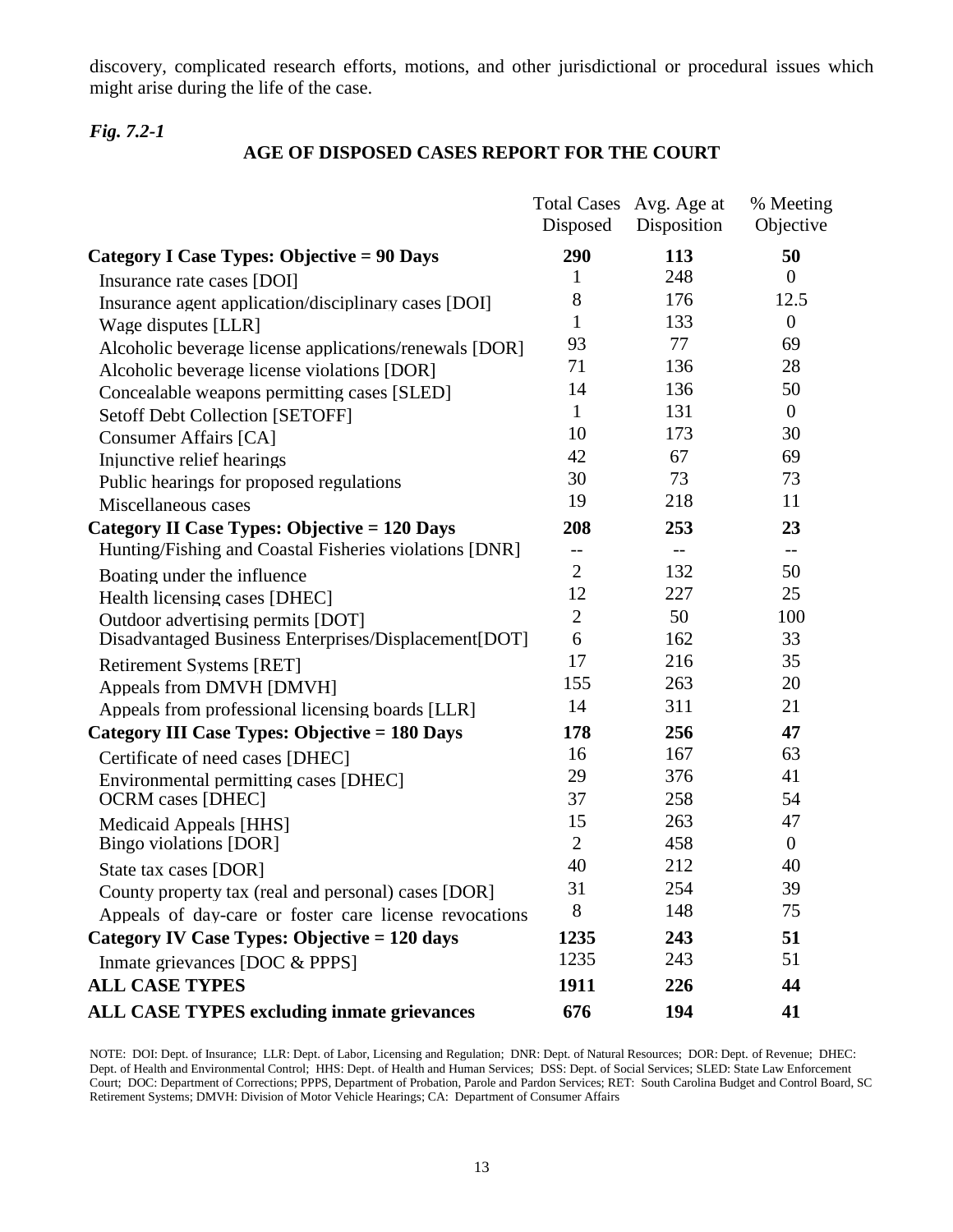discovery, complicated research efforts, motions, and other jurisdictional or procedural issues which might arise during the life of the case.

*Fig. 7.2-1*

**AGE OF DISPOSED CASES REPORT FOR THE COURT**

| | Total Cases Disposed | Avg. Age at Disposition | % Meeting Objective |
|---|---|---|---|
| **Category I Case Types: Objective = 90 Days** | **290** | **113** | **50** |
| Insurance rate cases [DOI] | 1 | 248 | 0 |
| Insurance agent application/disciplinary cases [DOI] | 8 | 176 | 12.5 |
| Wage disputes [LLR] | 1 | 133 | 0 |
| Alcoholic beverage license applications/renewals [DOR] | 93 | 77 | 69 |
| Alcoholic beverage license violations [DOR] | 71 | 136 | 28 |
| Concealable weapons permitting cases [SLED] | 14 | 136 | 50 |
| Setoff Debt Collection [SETOFF] | 1 | 131 | 0 |
| Consumer Affairs [CA] | 10 | 173 | 30 |
| Injunctive relief hearings | 42 | 67 | 69 |
| Public hearings for proposed regulations | 30 | 73 | 73 |
| Miscellaneous cases | 19 | 218 | 11 |
| **Category II Case Types: Objective = 120 Days** | **208** | **253** | **23** |
| Hunting/Fishing and Coastal Fisheries violations [DNR] | -- | -- | -- |
| Boating under the influence | 2 | 132 | 50 |
| Health licensing cases [DHEC] | 12 | 227 | 25 |
| Outdoor advertising permits [DOT] | 2 | 50 | 100 |
| Disadvantaged Business Enterprises/Displacement[DOT] | 6 | 162 | 33 |
| Retirement Systems [RET] | 17 | 216 | 35 |
| Appeals from DMVH [DMVH] | 155 | 263 | 20 |
| Appeals from professional licensing boards [LLR] | 14 | 311 | 21 |
| **Category III Case Types: Objective = 180 Days** | **178** | **256** | **47** |
| Certificate of need cases [DHEC] | 16 | 167 | 63 |
| Environmental permitting cases [DHEC] | 29 | 376 | 41 |
| OCRM cases [DHEC] | 37 | 258 | 54 |
| Medicaid Appeals [HHS] | 15 | 263 | 47 |
| Bingo violations [DOR] | 2 | 458 | 0 |
| State tax cases [DOR] | 40 | 212 | 40 |
| County property tax (real and personal) cases [DOR] | 31 | 254 | 39 |
| Appeals of day-care or foster care license revocations | 8 | 148 | 75 |
| **Category IV Case Types: Objective = 120 days** | **1235** | **243** | **51** |
| Inmate grievances [DOC & PPPS] | 1235 | 243 | 51 |
| **ALL CASE TYPES** | **1911** | **226** | **44** |
| **ALL CASE TYPES excluding inmate grievances** | **676** | **194** | **41** |

NOTE: DOI: Dept. of Insurance; LLR: Dept. of Labor, Licensing and Regulation; DNR: Dept. of Natural Resources; DOR: Dept. of Revenue; DHEC: Dept. of Health and Environmental Control; HHS: Dept. of Health and Human Services; DSS: Dept. of Social Services; SLED: State Law Enforcement Court; DOC: Department of Corrections; PPPS, Department of Probation, Parole and Pardon Services; RET: South Carolina Budget and Control Board, SC Retirement Systems; DMVH: Division of Motor Vehicle Hearings; CA: Department of Consumer Affairs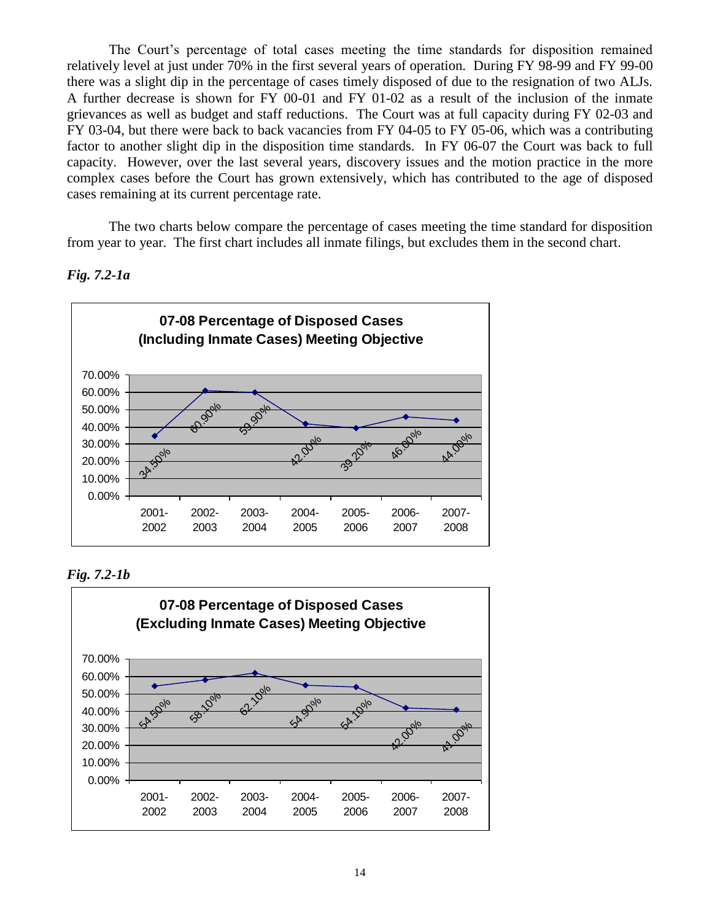The Court's percentage of total cases meeting the time standards for disposition remained relatively level at just under 70% in the first several years of operation. During FY 98-99 and FY 99-00 there was a slight dip in the percentage of cases timely disposed of due to the resignation of two ALJs. A further decrease is shown for FY 00-01 and FY 01-02 as a result of the inclusion of the inmate grievances as well as budget and staff reductions. The Court was at full capacity during FY 02-03 and FY 03-04, but there were back to back vacancies from FY 04-05 to FY 05-06, which was a contributing factor to another slight dip in the disposition time standards. In FY 06-07 the Court was back to full capacity. However, over the last several years, discovery issues and the motion practice in the more complex cases before the Court has grown extensively, which has contributed to the age of disposed cases remaining at its current percentage rate.

The two charts below compare the percentage of cases meeting the time standard for disposition from year to year. The first chart includes all inmate filings, but excludes them in the second chart.

*Fig. 7.2-1a*

**07-08 Percentage of Disposed Cases (Including Inmate Cases) Meeting Objective**

| Year | Percentage |
|---|---|
| 2001-2002 | 34.50% |
| 2002-2003 | 60.90% |
| 2003-2004 | 59.90% |
| 2004-2005 | 42.00% |
| 2005-2006 | 39.20% |
| 2006-2007 | 46.00% |
| 2007-2008 | 44.00% |

*Fig. 7.2-1b*

**07-08 Percentage of Disposed Cases (Excluding Inmate Cases) Meeting Objective**

| Year | Percentage |
|---|---|
| 2001-2002 | 54.50% |
| 2002-2003 | 58.10% |
| 2003-2004 | 62.10% |
| 2004-2005 | 54.90% |
| 2005-2006 | 54.10% |
| 2006-2007 | 42.00% |
| 2007-2008 | 41.00% |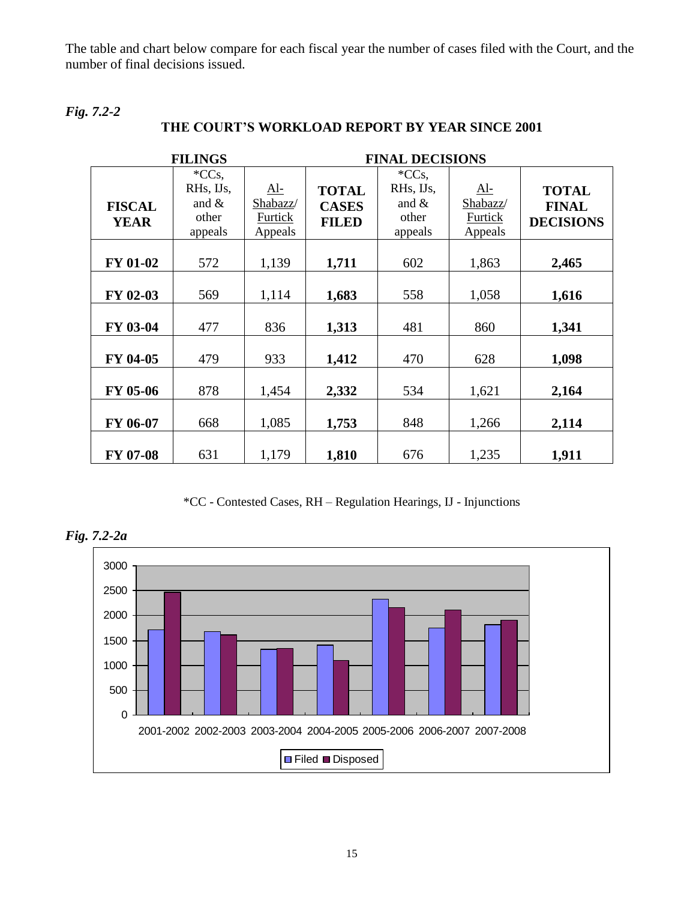The table and chart below compare for each fiscal year the number of cases filed with the Court, and the number of final decisions issued.

*Fig. 7.2-2*

**THE COURT'S WORKLOAD REPORT BY YEAR SINCE 2001**

| | FILINGS | | | FINAL DECISIONS | | |
|---|---|---|---|---|---|---|
| **FISCAL YEAR** | *CCs, RHs, IJs, and & other appeals | Al-Shabazz/ Furtick Appeals | **TOTAL CASES FILED** | *CCs, RHs, IJs, and & other appeals | Al-Shabazz/ Furtick Appeals | **TOTAL FINAL DECISIONS** |
| **FY 01-02** | 572 | 1,139 | **1,711** | 602 | 1,863 | **2,465** |
| **FY 02-03** | 569 | 1,114 | **1,683** | 558 | 1,058 | **1,616** |
| **FY 03-04** | 477 | 836 | **1,313** | 481 | 860 | **1,341** |
| **FY 04-05** | 479 | 933 | **1,412** | 470 | 628 | **1,098** |
| **FY 05-06** | 878 | 1,454 | **2,332** | 534 | 1,621 | **2,164** |
| **FY 06-07** | 668 | 1,085 | **1,753** | 848 | 1,266 | **2,114** |
| **FY 07-08** | 631 | 1,179 | **1,810** | 676 | 1,235 | **1,911** |

*CC - Contested Cases, RH – Regulation Hearings, IJ - Injunctions

*Fig. 7.2-2a*

| Fiscal Year | Filed | Disposed |
|---|---|---|
| 2001-2002 | 1711 | 2465 |
| 2002-2003 | 1683 | 1616 |
| 2003-2004 | 1313 | 1341 |
| 2004-2005 | 1412 | 1098 |
| 2005-2006 | 2332 | 2164 |
| 2006-2007 | 1753 | 2114 |
| 2007-2008 | 1810 | 1911 |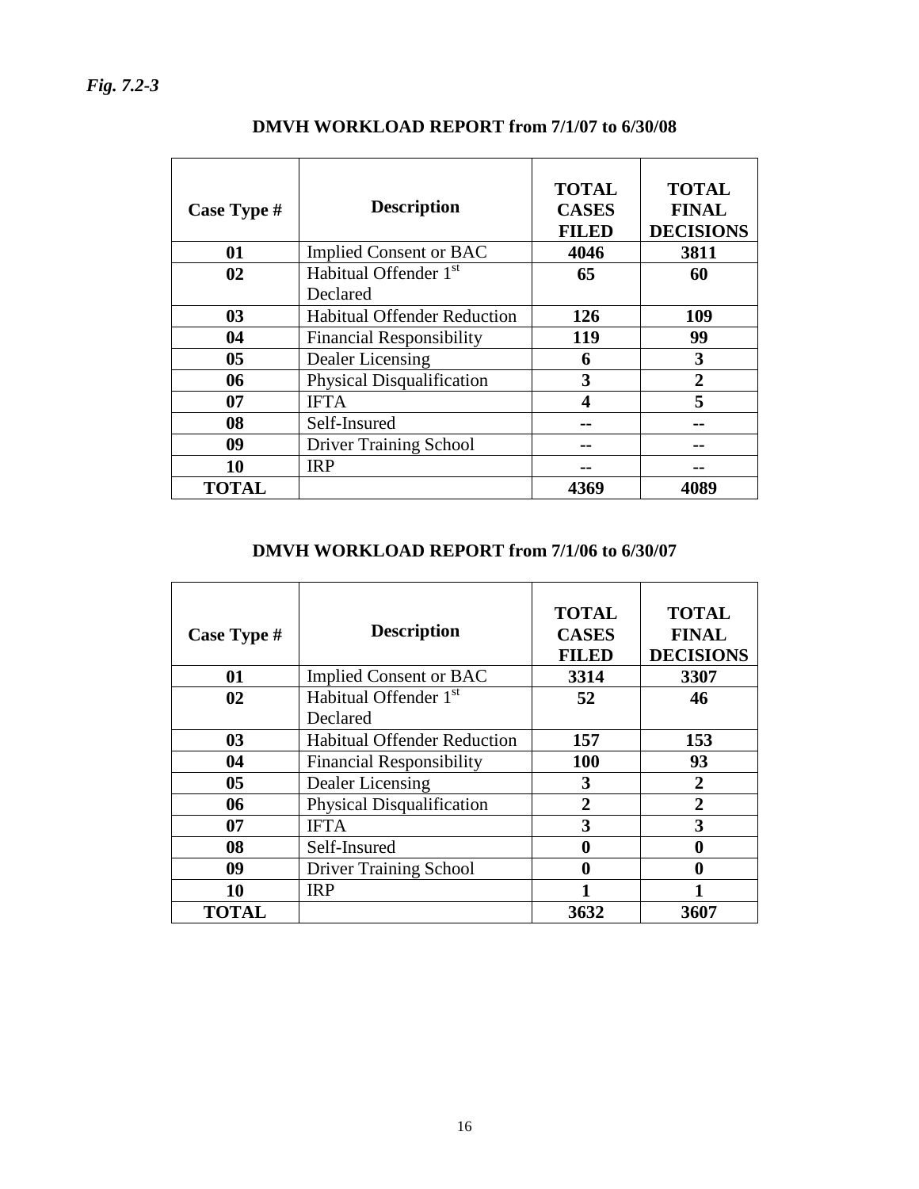*Fig. 7.2-3*

**DMVH WORKLOAD REPORT from 7/1/07 to 6/30/08**

| Case Type # | Description | TOTAL CASES FILED | TOTAL FINAL DECISIONS |
|---|---|---|---|
| 01 | Implied Consent or BAC | 4046 | 3811 |
| 02 | Habitual Offender 1st Declared | 65 | 60 |
| 03 | Habitual Offender Reduction | 126 | 109 |
| 04 | Financial Responsibility | 119 | 99 |
| 05 | Dealer Licensing | 6 | 3 |
| 06 | Physical Disqualification | 3 | 2 |
| 07 | IFTA | 4 | 5 |
| 08 | Self-Insured | -- | -- |
| 09 | Driver Training School | -- | -- |
| 10 | IRP | -- | -- |
| TOTAL | | 4369 | 4089 |

**DMVH WORKLOAD REPORT from 7/1/06 to 6/30/07**

| Case Type # | Description | TOTAL CASES FILED | TOTAL FINAL DECISIONS |
|---|---|---|---|
| 01 | Implied Consent or BAC | 3314 | 3307 |
| 02 | Habitual Offender 1st Declared | 52 | 46 |
| 03 | Habitual Offender Reduction | 157 | 153 |
| 04 | Financial Responsibility | 100 | 93 |
| 05 | Dealer Licensing | 3 | 2 |
| 06 | Physical Disqualification | 2 | 2 |
| 07 | IFTA | 3 | 3 |
| 08 | Self-Insured | 0 | 0 |
| 09 | Driver Training School | 0 | 0 |
| 10 | IRP | 1 | 1 |
| TOTAL | | 3632 | 3607 |